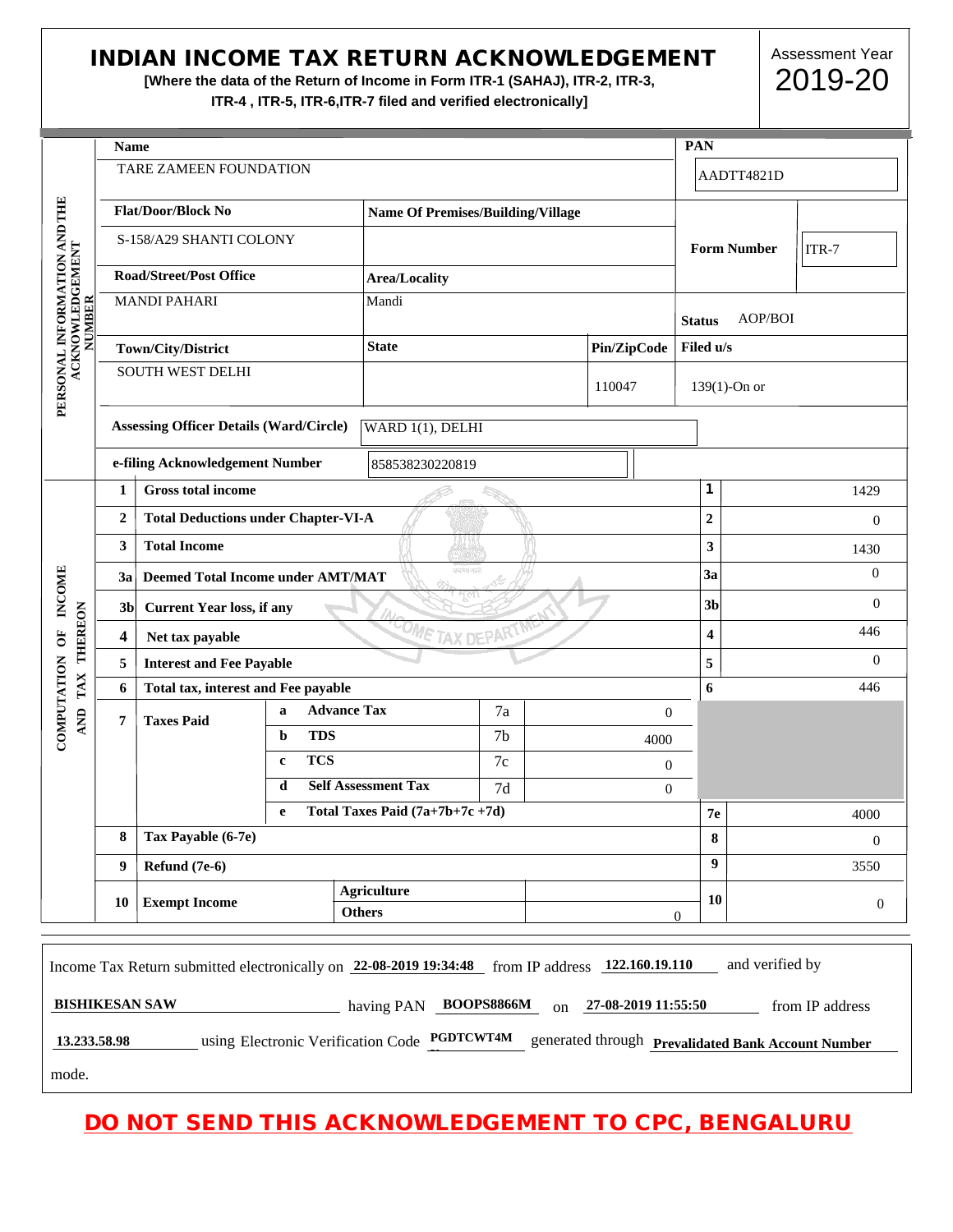# INDIAN INCOME TAX RETURN ACKNOWLEDGEMENT

**[Where the data of the Return of Income in Form ITR-1 (SAHAJ), ITR-2, ITR-3, ITR-4 , ITR-5, ITR-6,ITR-7 filed and verified electronically]**

Assessment Year **2019-20**

## PERSONAL INFORMATION AND THE ACKNOWLEDGEMENT NUMBER

| Field | Value |
|---|---|
| Name | TARE ZAMEEN FOUNDATION |
| PAN | AADTT4821D |
| Flat/Door/Block No | S-158/A29 SHANTI COLONY |
| Name Of Premises/Building/Village | |
| Form Number | ITR-7 |
| Road/Street/Post Office | MANDI PAHARI |
| Area/Locality | Mandi |
| Status | AOP/BOI |
| Town/City/District | SOUTH WEST DELHI |
| State | |
| Pin/ZipCode | 110047 |
| Filed u/s | 139(1)-On or |
| Assessing Officer Details (Ward/Circle) | WARD 1(1), DELHI |
| e-filing Acknowledgement Number | 858538230220819 |

## COMPUTATION OF INCOME AND TAX THEREON

| No. | Particulars | | | | No. | Amount |
|---|---|---|---|---|---|---|
| 1 | Gross total income | | | | 1 | 1429 |
| 2 | Total Deductions under Chapter-VI-A | | | | 2 | 0 |
| 3 | Total Income | | | | 3 | 1430 |
| 3a | Deemed Total Income under AMT/MAT | | | | 3a | 0 |
| 3b | Current Year loss, if any | | | | 3b | 0 |
| 4 | Net tax payable | | | | 4 | 446 |
| 5 | Interest and Fee Payable | | | | 5 | 0 |
| 6 | Total tax, interest and Fee payable | | | | 6 | 446 |
| 7 | Taxes Paid | a Advance Tax | 7a | 0 | | |
| | | b TDS | 7b | 4000 | | |
| | | c TCS | 7c | 0 | | |
| | | d Self Assessment Tax | 7d | 0 | | |
| | | e Total Taxes Paid (7a+7b+7c +7d) | | | 7e | 4000 |
| 8 | Tax Payable (6-7e) | | | | 8 | 0 |
| 9 | Refund (7e-6) | | | | 9 | 3550 |
| 10 | Exempt Income | Agriculture | | | 10 | 0 |
| | | Others | | 0 | | |

Income Tax Return submitted electronically on **22-08-2019 19:34:48** from IP address **122.160.19.110** and verified by **BISHIKESAN SAW** having PAN **BOOPS8866M** on **27-08-2019 11:55:50** from IP address **13.233.58.98** using Electronic Verification Code **PGDTCWT4M** generated through **Prevalidated Bank Account Number** mode.

**DO NOT SEND THIS ACKNOWLEDGEMENT TO CPC, BENGALURU**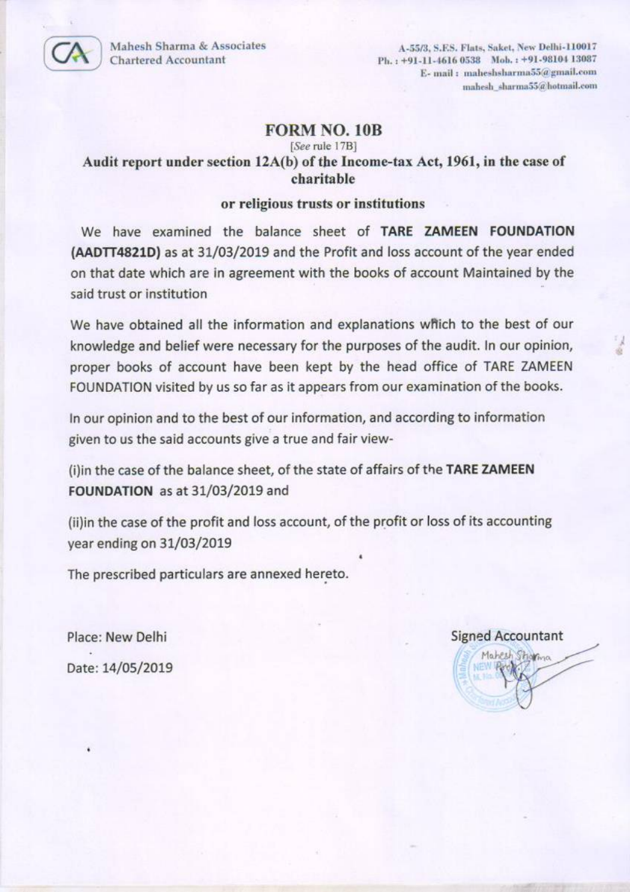Mahesh Sharma & Associates
Chartered Accountant

A-55/3, S.F.S. Flats, Saket, New Delhi-110017
Ph. : +91-11-4616 0538 Mob. : +91-98104 13087
E- mail : maheshsharma55@gmail.com
mahesh_sharma55@hotmail.com

# FORM NO. 10B

[*See* rule 17B]

## Audit report under section 12A(b) of the Income-tax Act, 1961, in the case of charitable or religious trusts or institutions

We have examined the balance sheet of **TARE ZAMEEN FOUNDATION (AADTT4821D)** as at 31/03/2019 and the Profit and loss account of the year ended on that date which are in agreement with the books of account Maintained by the said trust or institution

We have obtained all the information and explanations which to the best of our knowledge and belief were necessary for the purposes of the audit. In our opinion, proper books of account have been kept by the head office of TARE ZAMEEN FOUNDATION visited by us so far as it appears from our examination of the books.

In our opinion and to the best of our information, and according to information given to us the said accounts give a true and fair view-

(i)in the case of the balance sheet, of the state of affairs of the **TARE ZAMEEN FOUNDATION** as at 31/03/2019 and

(ii)in the case of the profit and loss account, of the profit or loss of its accounting year ending on 31/03/2019

The prescribed particulars are annexed hereto.

Place: New Delhi

Date: 14/05/2019

Signed Accountant

Mahesh Sharma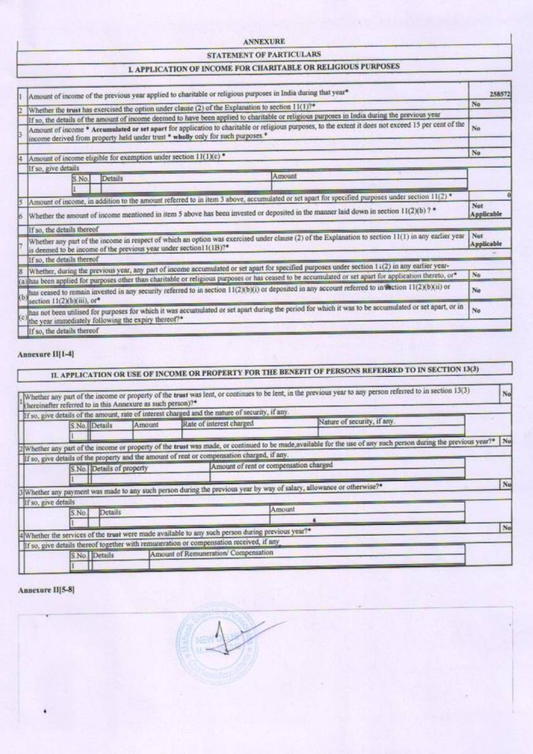# ANNEXURE

## STATEMENT OF PARTICULARS

### I. APPLICATION OF INCOME FOR CHARITABLE OR RELIGIOUS PURPOSES

| | | |
|---|---|---|
| 1 | Amount of income of the previous year applied to charitable or religious purposes in India during that year* | 258572 |
| 2 | Whether the trust has exercised the option under clause (2) of the Explanation to section 11(1)?* | No |
| | If so, the details of the amount of income deemed to have been applied to charitable or religious purposes in India during the previous year | |
| 3 | Amount of income * Accumulated or set apart for application to charitable or religious purposes, to the extent it does not exceed 15 per cent of the income derived from property held under trust * wholly only for such purposes * | No |
| 4 | Amount of income eligible for exemption under section 11(1)(c) * | No |
| | If so, give details | |
| | S.No. / Details / Amount | |
| | 1 | |
| 5 | Amount of income, in addition to the amount referred to in item 3 above, accumulated or set apart for specified purposes under section 11(2) * | 0 |
| 6 | Whether the amount of income mentioned in item 5 above has been invested or deposited in the manner laid down in section 11(2)(b) ? * | Not Applicable |
| | If so, the details thereof | |
| 7 | Whether any part of the income in respect of which an option was exercised under clause (2) of the Explanation to section 11(1) in any earlier year is deemed to be income of the previous year under section11(1B)?* | Not Applicable |
| | If so, the details thereof | |
| 8 | Whether, during the previous year, any part of income accumulated or set apart for specified purposes under section 11(2) in any earlier year- | |
| (a) | has been applied for purposes other than charitable or religious purposes or has ceased to be accumulated or set apart for application thereto, or* | No |
| (b) | has ceased to remain invested in any security referred to in section 11(2)(b)(i) or deposited in any account referred to in section 11(2)(b)(ii) or section 11(2)(b)(iii), or* | No |
| (c) | has not been utilised for purposes for which it was accumulated or set apart during the period for which it was to be accumulated or set apart, or in the year immediately following the expiry thereof?* | No |
| | If so, the details thereof | |

**Annexure II[1-4]**

### II. APPLICATION OR USE OF INCOME OR PROPERTY FOR THE BENEFIT OF PERSONS REFERRED TO IN SECTION 13(3)

| | | |
|---|---|---|
| 1 | Whether any part of the income or property of the trust was lent, or continues to be lent, in the previous year to any person referred to in section 13(3) (hereinafter referred to in this Annexure as such person)?* | No |
| | If so, give details of the amount, rate of interest charged and the nature of security, if any. | |
| | S.No. / Details / Amount / Rate of interest charged / Nature of security, if any. | |
| | 1 | |
| 2 | Whether any part of the income or property of the trust was made, or continued to be made, available for the use of any such person during the previous year?* | No |
| | If so, give details of the property and the amount of rent or compensation charged, if any. | |
| | S.No. / Details of property / Amount of rent or compensation charged | |
| | 1 | |
| 3 | Whether any payment was made to any such person during the previous year by way of salary, allowance or otherwise?* | No |
| | If so, give details | |
| | S.No. / Details / Amount | |
| | 1 | |
| 4 | Whether the services of the trust were made available to any such person during previous year?* | No |
| | If so, give details thereof together with remuneration or compensation received, if any | |
| | S.No. / Details / Amount of Remuneration/ Compensation | |
| | 1 | |

**Annexure II[5-8]**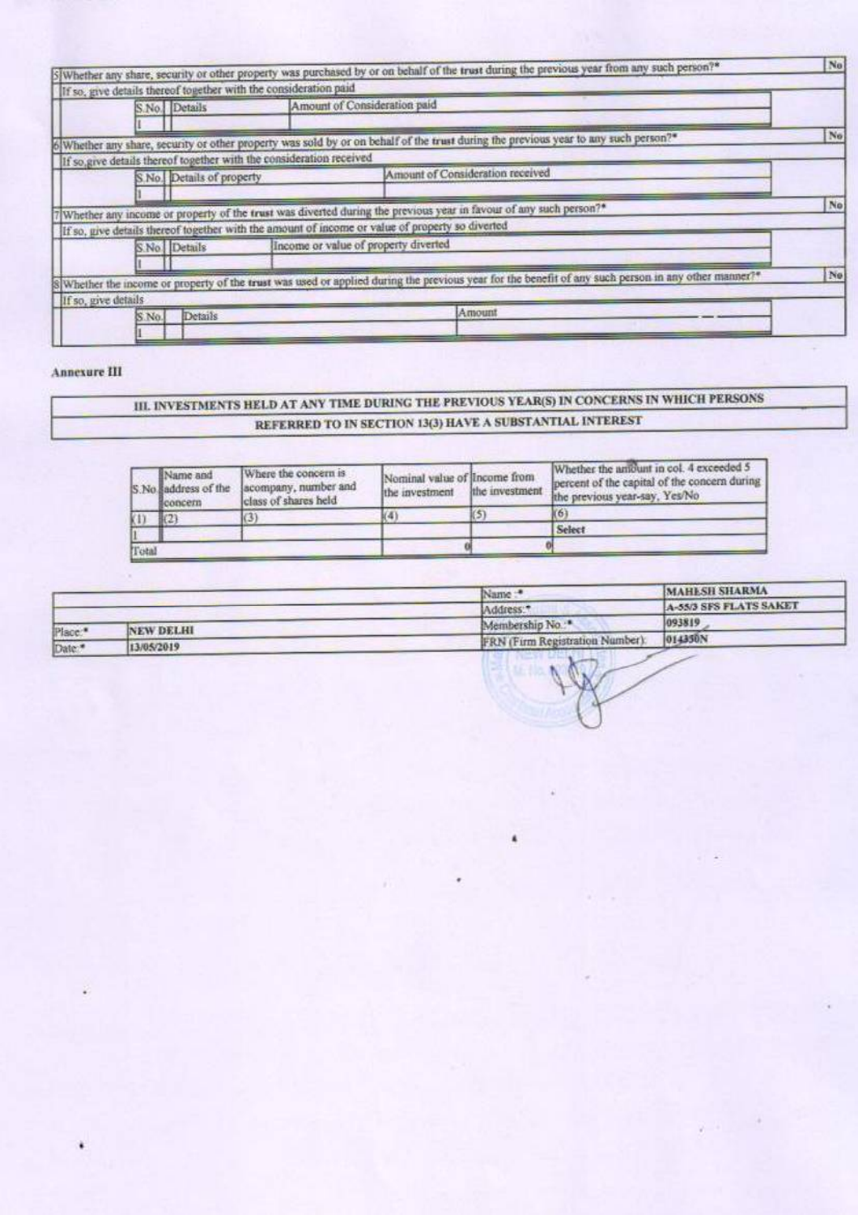| | | | |
|---|---|---|---|
| 5 | Whether any share, security or other property was purchased by or on behalf of the trust during the previous year from any such person?* | | No |
| | If so, give details thereof together with the consideration paid | | |
| | S.No. | Details | Amount of Consideration paid |
| | 1 | | |
| 6 | Whether any share, security or other property was sold by or on behalf of the trust during the previous year to any such person?* | | No |
| | If so,give details thereof together with the consideration received | | |
| | S.No. | Details of property | Amount of Consideration received |
| | 1 | | |
| 7 | Whether any income or property of the trust was diverted during the previous year in favour of any such person?* | | No |
| | If so, give details thereof together with the amount of income or value of property so diverted | | |
| | S.No. | Details | Income or value of property diverted |
| | 1 | | |
| 8 | Whether the income or property of the trust was used or applied during the previous year for the benefit of any such person in any other manner?* | | No |
| | If so, give details | | |
| | S.No. | Details | Amount |
| | 1 | | |

**Annexure III**

## III. INVESTMENTS HELD AT ANY TIME DURING THE PREVIOUS YEAR(S) IN CONCERNS IN WHICH PERSONS REFERRED TO IN SECTION 13(3) HAVE A SUBSTANTIAL INTEREST

| S.No | Name and address of the concern | Where the concern is acompany, number and class of shares held | Nominal value of the investment | Income from the investment | Whether the amount in col. 4 exceeded 5 percent of the capital of the concern during the previous year-say, Yes/No |
|---|---|---|---|---|---|
| (1) | (2) | (3) | (4) | (5) | (6) |
| 1 | | | | | Select |
| Total | | | 0 | 0 | |

| | | | |
|---|---|---|---|
| | | Name :* | MAHESH SHARMA |
| | | Address:* | A-55/3 SFS FLATS SAKET |
| Place:* | NEW DELHI | Membership No.:* | 093819 |
| Date:* | 13/05/2019 | FRN (Firm Registration Number): | 014350N |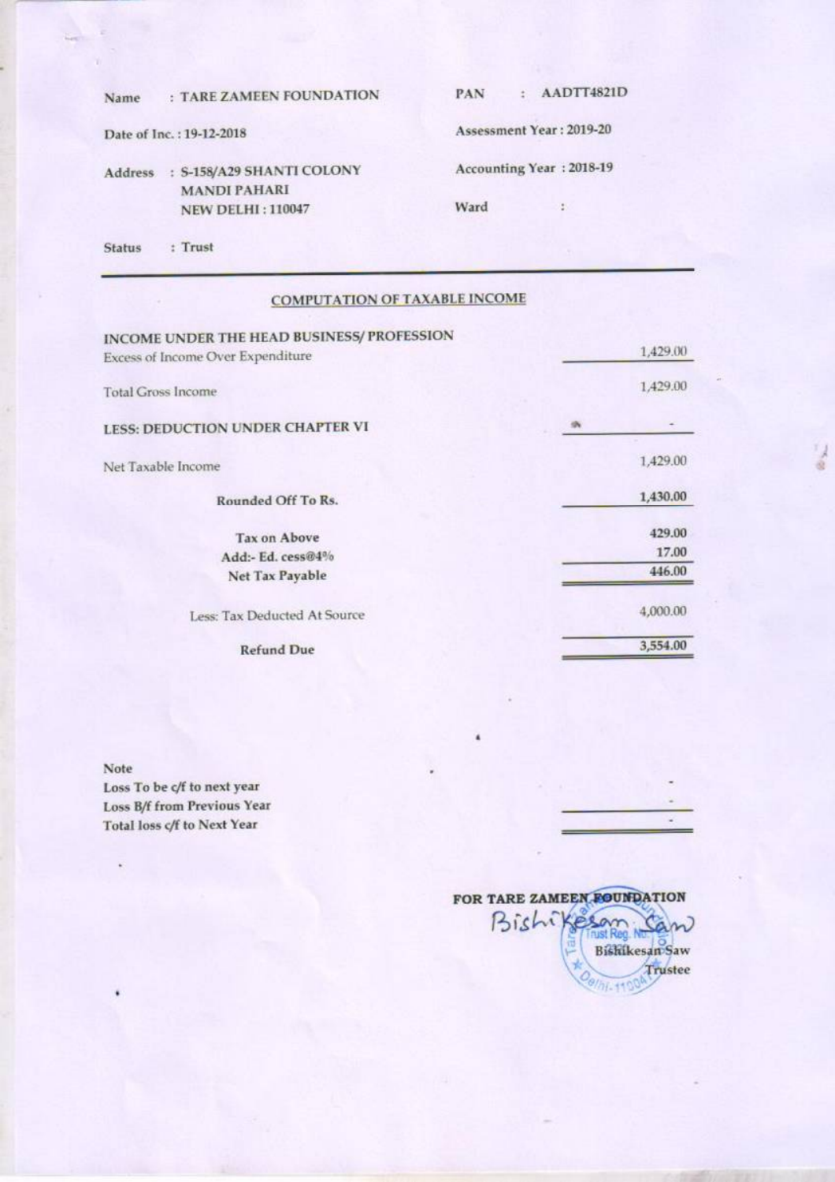| | | | |
|---|---|---|---|
| Name | : TARE ZAMEEN FOUNDATION | PAN | : AADTT4821D |
| Date of Inc. : 19-12-2018 | | Assessment Year : 2019-20 | |
| Address | : S-158/A29 SHANTI COLONY MANDI PAHARI NEW DELHI : 110047 | Accounting Year : 2018-19 | |
| | | Ward | : |
| Status | : Trust | | |

## COMPUTATION OF TAXABLE INCOME

| | |
|---|---|
| **INCOME UNDER THE HEAD BUSINESS/ PROFESSION** | |
| Excess of Income Over Expenditure | 1,429.00 |
| Total Gross Income | 1,429.00 |
| **LESS: DEDUCTION UNDER CHAPTER VI** | - |
| Net Taxable Income | 1,429.00 |
| **Rounded Off To Rs.** | 1,430.00 |
| Tax on Above | 429.00 |
| Add:- Ed. cess@4% | 17.00 |
| Net Tax Payable | 446.00 |
| Less: Tax Deducted At Source | 4,000.00 |
| **Refund Due** | 3,554.00 |

Note

| | |
|---|---|
| Loss To be c/f to next year | - |
| Loss B/f from Previous Year | - |
| Total loss c/f to Next Year | - |

**FOR TARE ZAMEEN FOUNDATION**

Bishikesan Saw

Bishikesan Saw
Trustee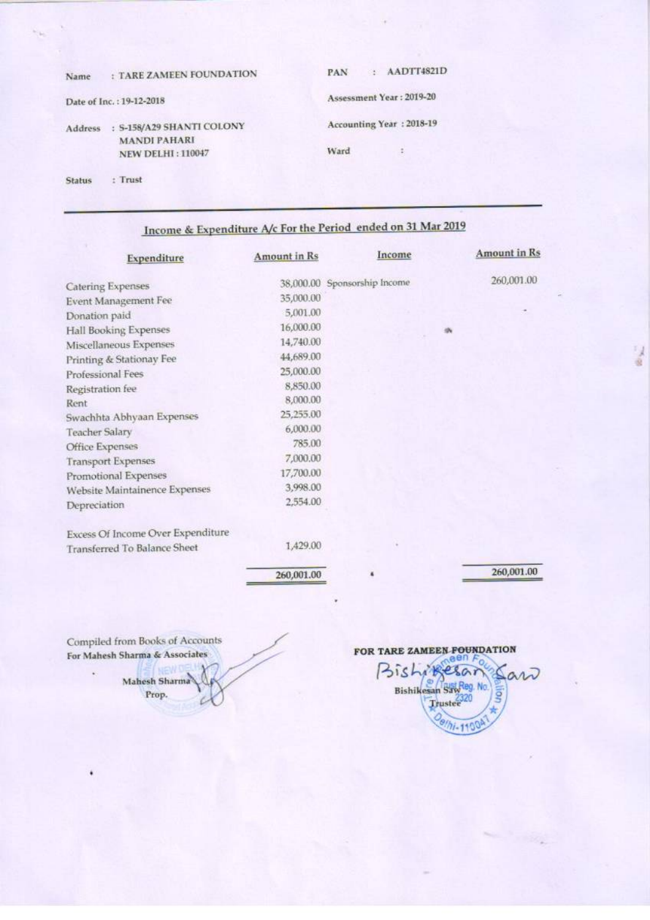| | |
|---|---|
| Name : TARE ZAMEEN FOUNDATION | PAN : AADTT4821D |
| Date of Inc. : 19-12-2018 | Assessment Year : 2019-20 |
| Address : S-158/A29 SHANTI COLONY MANDI PAHARI NEW DELHI : 110047 | Accounting Year : 2018-19 |
| | Ward : |
| Status : Trust | |

## Income & Expenditure A/c For the Period ended on 31 Mar 2019

| Expenditure | Amount in Rs | Income | Amount in Rs |
|---|---|---|---|
| Catering Expenses | 38,000.00 | Sponsorship Income | 260,001.00 |
| Event Management Fee | 35,000.00 | | |
| Donation paid | 5,001.00 | | |
| Hall Booking Expenses | 16,000.00 | | |
| Miscellaneous Expenses | 14,740.00 | | |
| Printing & Stationay Fee | 44,689.00 | | |
| Professional Fees | 25,000.00 | | |
| Registration fee | 8,850.00 | | |
| Rent | 8,000.00 | | |
| Swachhta Abhyaan Expenses | 25,255.00 | | |
| Teacher Salary | 6,000.00 | | |
| Office Expenses | 785.00 | | |
| Transport Expenses | 7,000.00 | | |
| Promotional Expenses | 17,700.00 | | |
| Website Maintainence Expenses | 3,998.00 | | |
| Depreciation | 2,554.00 | | |
| Excess Of Income Over Expenditure Transferred To Balance Sheet | 1,429.00 | | |
| | **260,001.00** | | **260,001.00** |

Compiled from Books of Accounts
For Mahesh Sharma & Associates

Mahesh Sharma
Prop.

FOR TARE ZAMEEN FOUNDATION

Bishikesan Saw
Trustee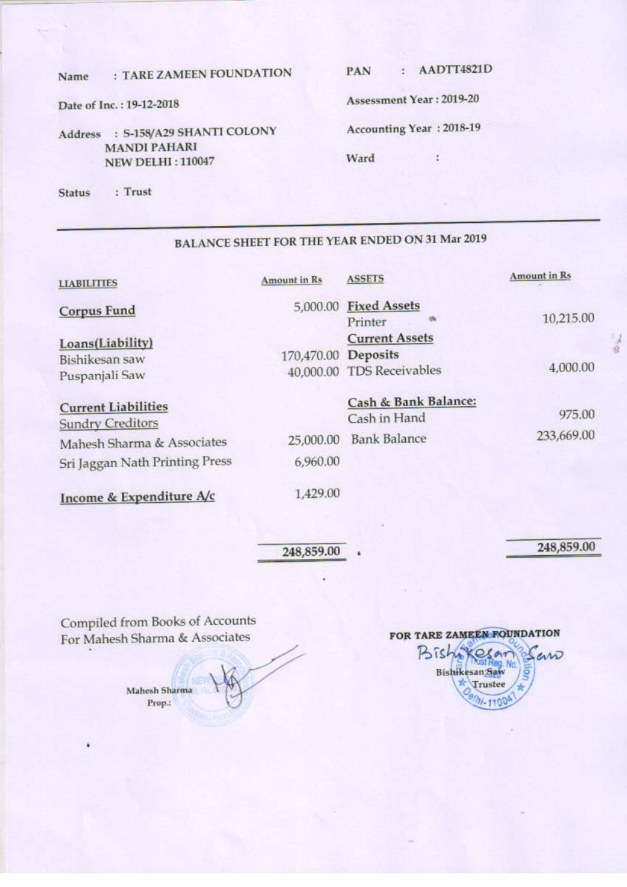Name : TARE ZAMEEN FOUNDATION

Date of Inc. : 19-12-2018

Address : S-158/A29 SHANTI COLONY
MANDI PAHARI
NEW DELHI : 110047

Status : Trust

PAN : AADTT4821D

Assessment Year : 2019-20

Accounting Year : 2018-19

Ward :

---

## BALANCE SHEET FOR THE YEAR ENDED ON 31 Mar 2019

| LIABILITIES | Amount in Rs | ASSETS | Amount in Rs |
|---|---|---|---|
| **Corpus Fund** | 5,000.00 | **Fixed Assets** | |
| | | Printer | 10,215.00 |
| **Loans(Liability)** | | **Current Assets** | |
| Bishikesan saw | 170,470.00 | **Deposits** | |
| Puspanjali Saw | 40,000.00 | TDS Receivables | 4,000.00 |
| **Current Liabilities** | | **Cash & Bank Balance:** | |
| Sundry Creditors | | Cash in Hand | 975.00 |
| Mahesh Sharma & Associates | 25,000.00 | Bank Balance | 233,669.00 |
| Sri Jaggan Nath Printing Press | 6,960.00 | | |
| **Income & Expenditure A/c** | 1,429.00 | | |
| | **248,859.00** | | **248,859.00** |

Compiled from Books of Accounts
For Mahesh Sharma & Associates

Mahesh Sharma
Prop.:

FOR TARE ZAMEEN FOUNDATION

Bishikesan Saw
Trustee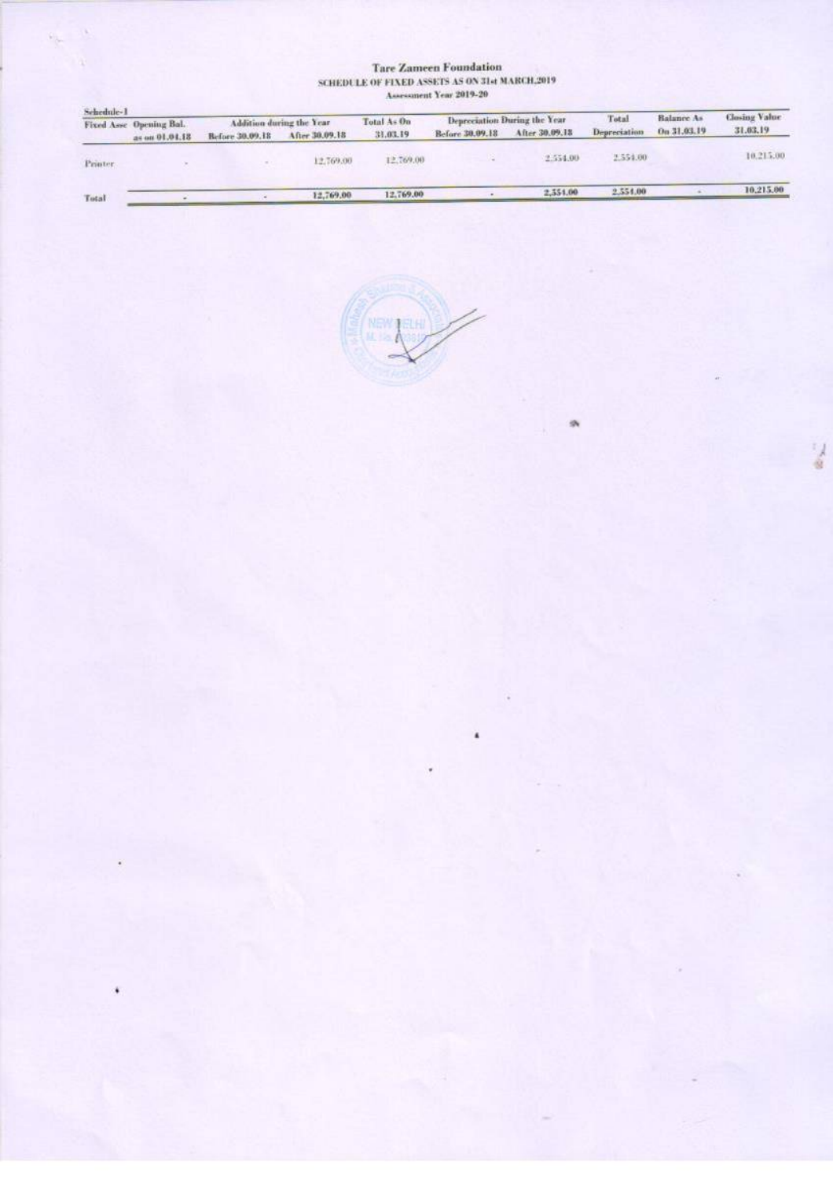# Tare Zameen Foundation

## SCHEDULE OF FIXED ASSETS AS ON 31st MARCH,2019

### Assessment Year 2019-20

Schedule-1

| Fixed Asse | Opening Bal. as on 01.04.18 | Addition during the Year | | Total As On 31.03.19 | Depreciation During the Year | | Total Depreciation | Balance As On 31.03.19 | Closing Value 31.03.19 |
|---|---|---|---|---|---|---|---|---|---|
| | | Before 30.09.18 | After 30.09.18 | | Before 30.09.18 | After 30.09.18 | | | |
| Printer | - | - | 12,769.00 | 12,769.00 | - | 2,554.00 | 2,554.00 | | 10,215.00 |
| **Total** | **-** | **-** | **12,769.00** | **12,769.00** | **-** | **2,554.00** | **2,554.00** | **-** | **10,215.00** |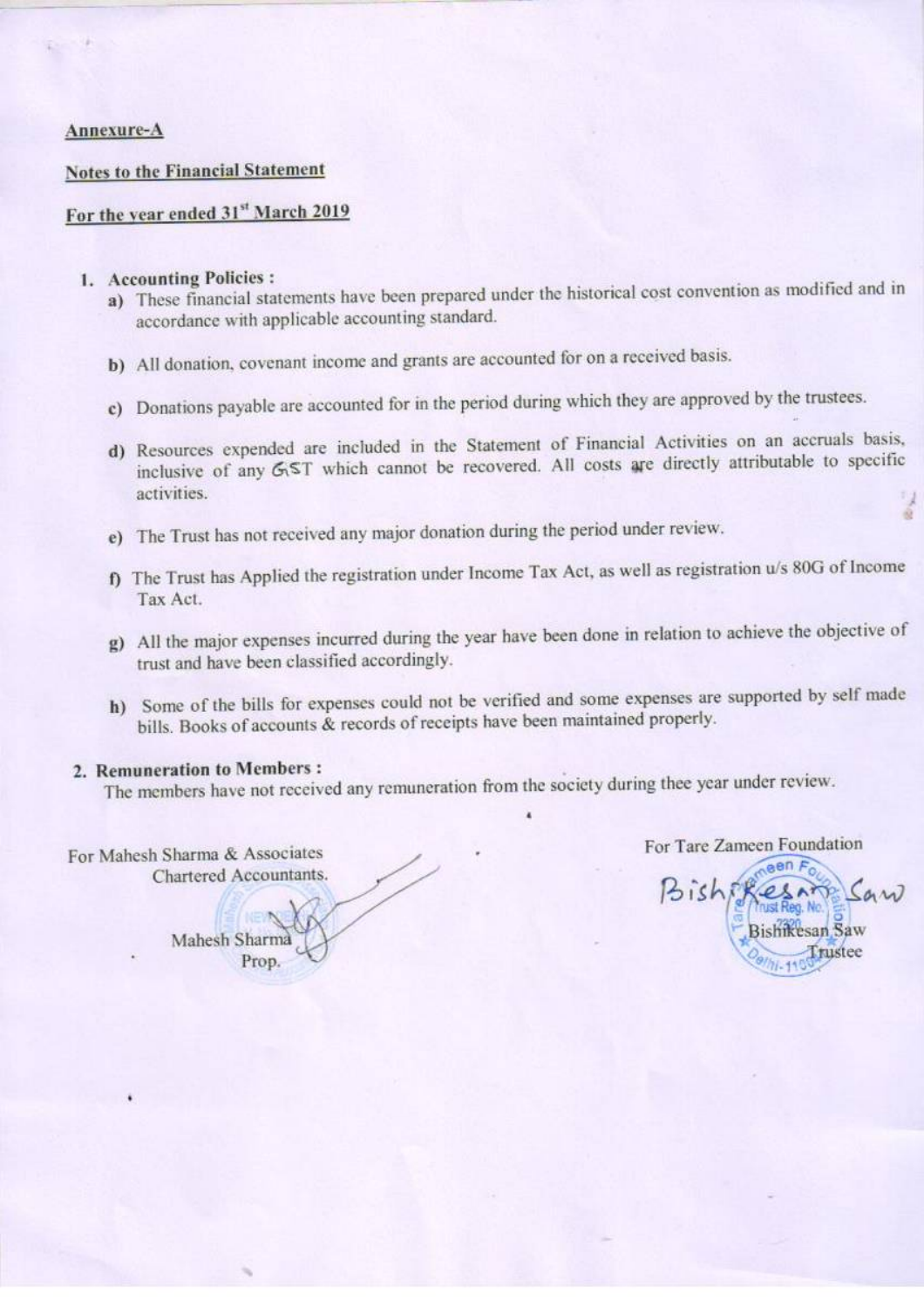**Annexure-A**

**Notes to the Financial Statement**

**For the year ended 31st March 2019**

1. **Accounting Policies :**
   a) These financial statements have been prepared under the historical cost convention as modified and in accordance with applicable accounting standard.

   b) All donation, covenant income and grants are accounted for on a received basis.

   c) Donations payable are accounted for in the period during which they are approved by the trustees.

   d) Resources expended are included in the Statement of Financial Activities on an accruals basis, inclusive of any GST which cannot be recovered. All costs are directly attributable to specific activities.

   e) The Trust has not received any major donation during the period under review.

   f) The Trust has Applied the registration under Income Tax Act, as well as registration u/s 80G of Income Tax Act.

   g) All the major expenses incurred during the year have been done in relation to achieve the objective of trust and have been classified accordingly.

   h) Some of the bills for expenses could not be verified and some expenses are supported by self made bills. Books of accounts & records of receipts have been maintained properly.

2. **Remuneration to Members :**
   The members have not received any remuneration from the society during thee year under review.

For Mahesh Sharma & Associates
Chartered Accountants.

Mahesh Sharma
Prop.

For Tare Zameen Foundation

Bishikesan Saw
Trustee